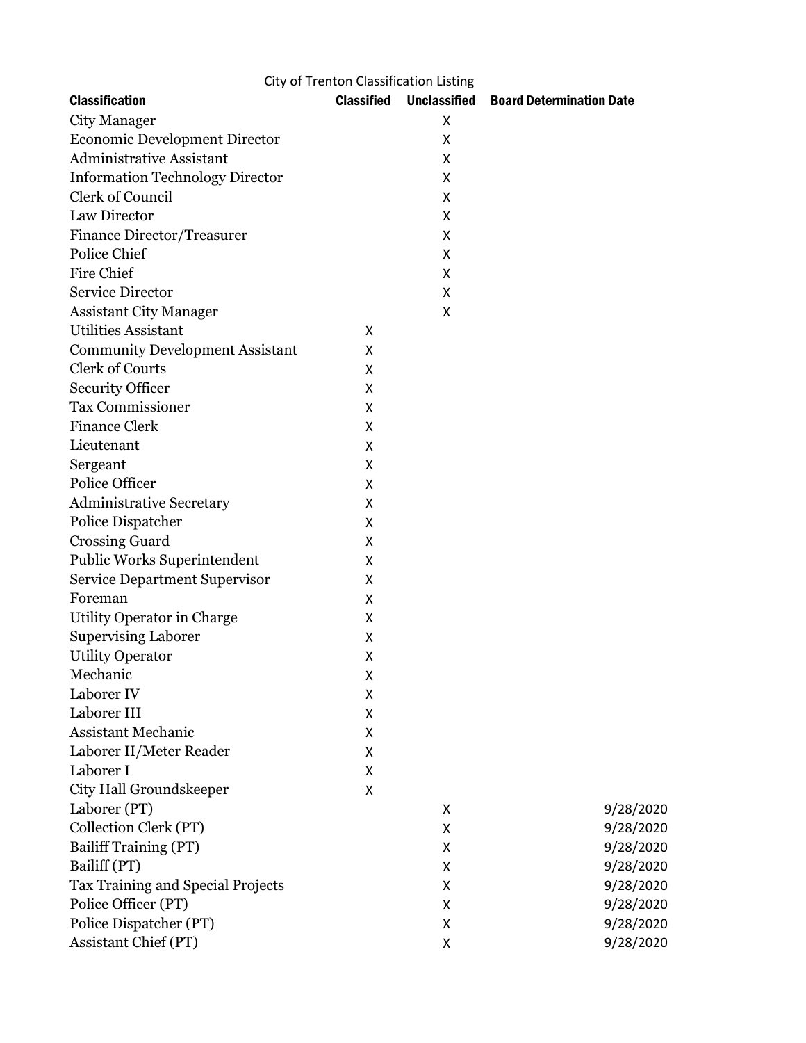City of Trenton Classification Listing

| Classification | Classified | Unclassified | Board Determination Date |
|---|---|---|---|
| City Manager | | X | |
| Economic Development Director | | X | |
| Administrative Assistant | | X | |
| Information Technology Director | | X | |
| Clerk of Council | | X | |
| Law Director | | X | |
| Finance Director/Treasurer | | X | |
| Police Chief | | X | |
| Fire Chief | | X | |
| Service Director | | X | |
| Assistant City Manager | | X | |
| Utilities Assistant | X | | |
| Community Development Assistant | X | | |
| Clerk of Courts | X | | |
| Security Officer | X | | |
| Tax Commissioner | X | | |
| Finance Clerk | X | | |
| Lieutenant | X | | |
| Sergeant | X | | |
| Police Officer | X | | |
| Administrative Secretary | X | | |
| Police Dispatcher | X | | |
| Crossing Guard | X | | |
| Public Works Superintendent | X | | |
| Service Department Supervisor | X | | |
| Foreman | X | | |
| Utility Operator in Charge | X | | |
| Supervising Laborer | X | | |
| Utility Operator | X | | |
| Mechanic | X | | |
| Laborer IV | X | | |
| Laborer III | X | | |
| Assistant Mechanic | X | | |
| Laborer II/Meter Reader | X | | |
| Laborer I | X | | |
| City Hall Groundskeeper | X | | |
| Laborer (PT) | | X | 9/28/2020 |
| Collection Clerk (PT) | | X | 9/28/2020 |
| Bailiff Training (PT) | | X | 9/28/2020 |
| Bailiff (PT) | | X | 9/28/2020 |
| Tax Training and Special Projects | | X | 9/28/2020 |
| Police Officer (PT) | | X | 9/28/2020 |
| Police Dispatcher (PT) | | X | 9/28/2020 |
| Assistant Chief (PT) | | X | 9/28/2020 |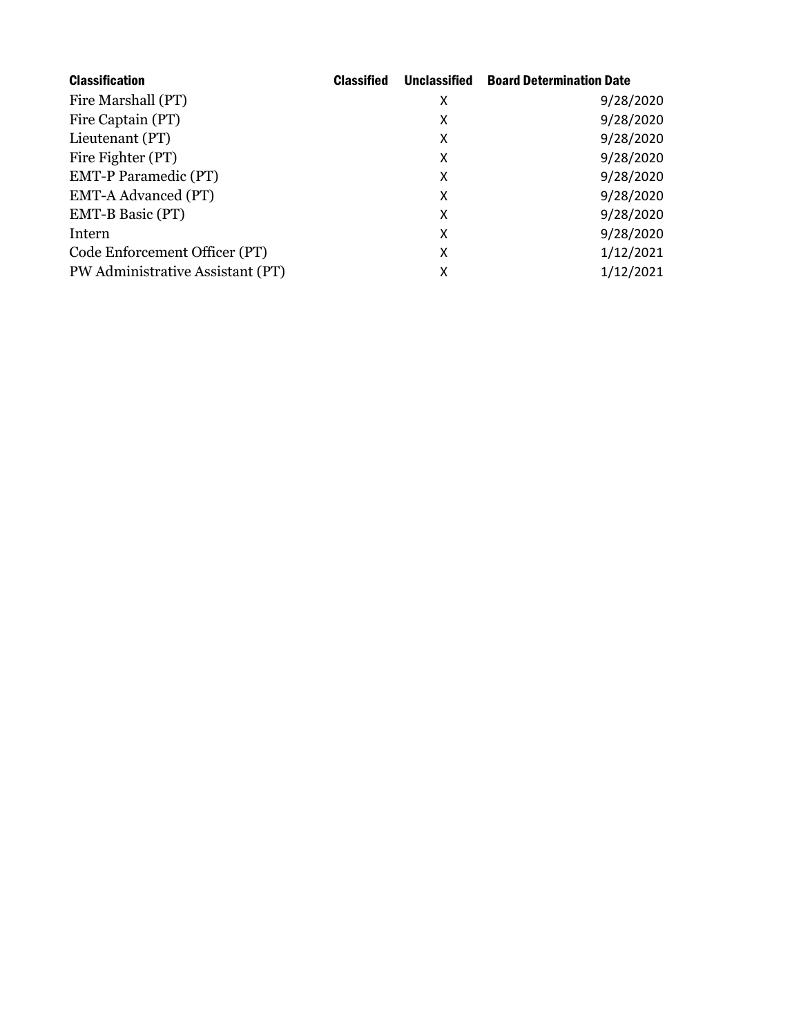| Classification | Classified | Unclassified | Board Determination Date |
| --- | --- | --- | --- |
| Fire Marshall (PT) | | X | 9/28/2020 |
| Fire Captain (PT) | | X | 9/28/2020 |
| Lieutenant (PT) | | X | 9/28/2020 |
| Fire Fighter (PT) | | X | 9/28/2020 |
| EMT-P Paramedic (PT) | | X | 9/28/2020 |
| EMT-A Advanced (PT) | | X | 9/28/2020 |
| EMT-B Basic (PT) | | X | 9/28/2020 |
| Intern | | X | 9/28/2020 |
| Code Enforcement Officer (PT) | | X | 1/12/2021 |
| PW Administrative Assistant (PT) | | X | 1/12/2021 |